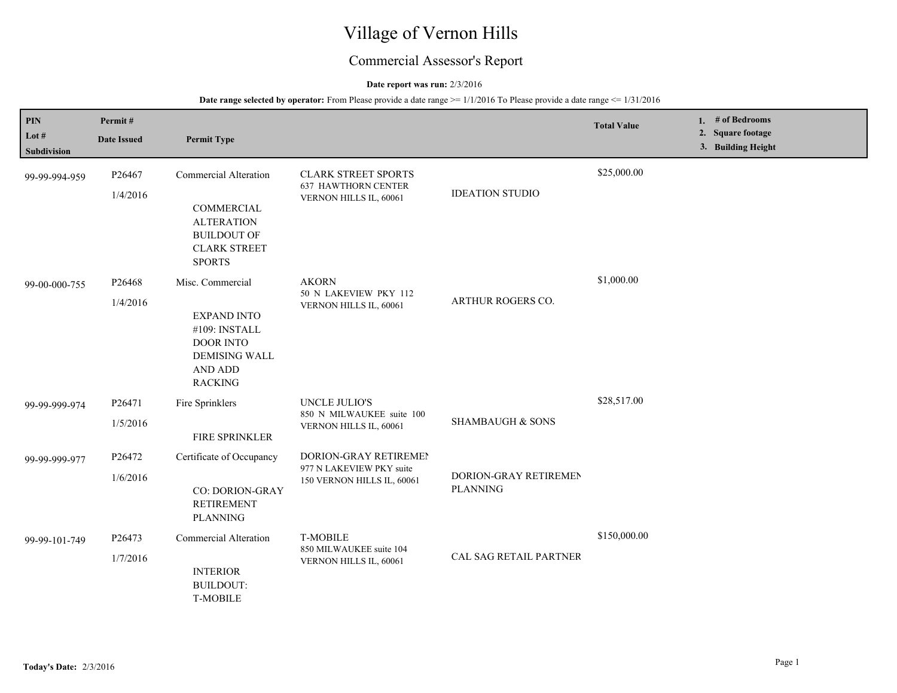# Village of Vernon Hills

## Commercial Assessor's Report

**Date report was run:** 2/3/2016

**Date range selected by operator:** From Please provide a date range >= 1/1/2016 To Please provide a date range <= 1/31/2016

| PIN / Lot # / Subdivision | Permit # / Date Issued | Permit Type | | | Total Value | 1. # of Bedrooms 2. Square footage 3. Building Height |
|---|---|---|---|---|---|---|
| 99-99-994-959 | P26467<br>1/4/2016 | Commercial Alteration<br><br>COMMERCIAL ALTERATION BUILDOUT OF CLARK STREET SPORTS | CLARK STREET SPORTS<br>637 HAWTHORN CENTER<br>VERNON HILLS IL, 60061 | IDEATION STUDIO | $25,000.00 | |
| 99-00-000-755 | P26468<br>1/4/2016 | Misc. Commercial<br><br>EXPAND INTO #109: INSTALL DOOR INTO DEMISING WALL AND ADD RACKING | AKORN<br>50 N LAKEVIEW PKY 112<br>VERNON HILLS IL, 60061 | ARTHUR ROGERS CO. | $1,000.00 | |
| 99-99-999-974 | P26471<br>1/5/2016 | Fire Sprinklers<br><br>FIRE SPRINKLER | UNCLE JULIO'S<br>850 N MILWAUKEE suite 100<br>VERNON HILLS IL, 60061 | SHAMBAUGH & SONS | $28,517.00 | |
| 99-99-999-977 | P26472<br>1/6/2016 | Certificate of Occupancy<br><br>CO: DORION-GRAY RETIREMENT PLANNING | DORION-GRAY RETIREMEN<br>977 N LAKEVIEW PKY suite 150 VERNON HILLS IL, 60061 | DORION-GRAY RETIREMEN PLANNING | | |
| 99-99-101-749 | P26473<br>1/7/2016 | Commercial Alteration<br><br>INTERIOR BUILDOUT: T-MOBILE | T-MOBILE<br>850 MILWAUKEE suite 104<br>VERNON HILLS IL, 60061 | CAL SAG RETAIL PARTNER | $150,000.00 | |

**Today's Date:** 2/3/2016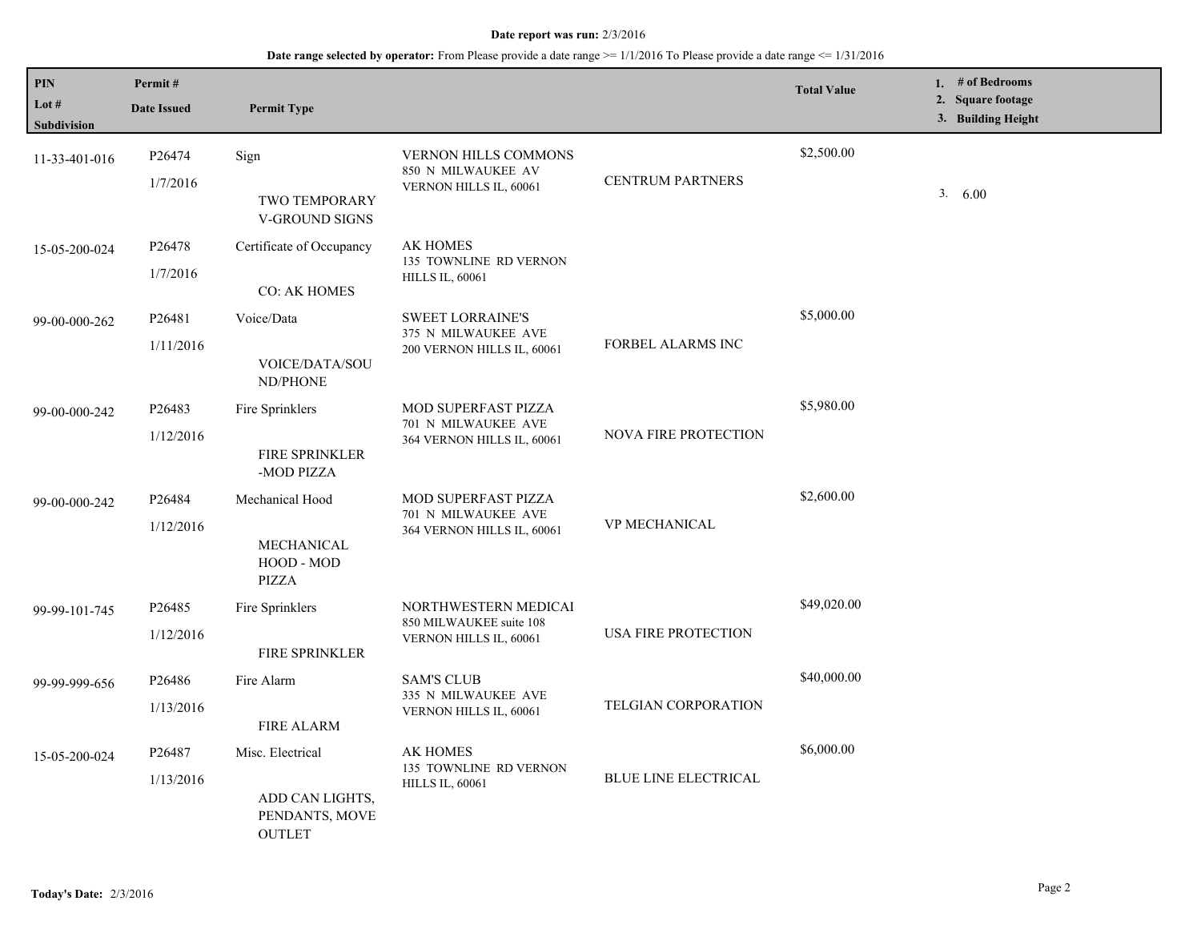**Date report was run:** 2/3/2016

**Date range selected by operator:** From Please provide a date range >= 1/1/2016 To Please provide a date range <= 1/31/2016

| PIN / Lot # / Subdivision | Permit # / Date Issued | Permit Type | | | Total Value | 1. # of Bedrooms 2. Square footage 3. Building Height |
|---|---|---|---|---|---|---|
| 11-33-401-016 | P26474 1/7/2016 | Sign TWO TEMPORARY V-GROUND SIGNS | VERNON HILLS COMMONS 850 N MILWAUKEE AV VERNON HILLS IL, 60061 | CENTRUM PARTNERS | $2,500.00 | 3. 6.00 |
| 15-05-200-024 | P26478 1/7/2016 | Certificate of Occupancy CO: AK HOMES | AK HOMES 135 TOWNLINE RD VERNON HILLS IL, 60061 | | | |
| 99-00-000-262 | P26481 1/11/2016 | Voice/Data VOICE/DATA/SOUND/PHONE | SWEET LORRAINE'S 375 N MILWAUKEE AVE 200 VERNON HILLS IL, 60061 | FORBEL ALARMS INC | $5,000.00 | |
| 99-00-000-242 | P26483 1/12/2016 | Fire Sprinklers FIRE SPRINKLER -MOD PIZZA | MOD SUPERFAST PIZZA 701 N MILWAUKEE AVE 364 VERNON HILLS IL, 60061 | NOVA FIRE PROTECTION | $5,980.00 | |
| 99-00-000-242 | P26484 1/12/2016 | Mechanical Hood MECHANICAL HOOD - MOD PIZZA | MOD SUPERFAST PIZZA 701 N MILWAUKEE AVE 364 VERNON HILLS IL, 60061 | VP MECHANICAL | $2,600.00 | |
| 99-99-101-745 | P26485 1/12/2016 | Fire Sprinklers FIRE SPRINKLER | NORTHWESTERN MEDICAI 850 MILWAUKEE suite 108 VERNON HILLS IL, 60061 | USA FIRE PROTECTION | $49,020.00 | |
| 99-99-999-656 | P26486 1/13/2016 | Fire Alarm FIRE ALARM | SAM'S CLUB 335 N MILWAUKEE AVE VERNON HILLS IL, 60061 | TELGIAN CORPORATION | $40,000.00 | |
| 15-05-200-024 | P26487 1/13/2016 | Misc. Electrical ADD CAN LIGHTS, PENDANTS, MOVE OUTLET | AK HOMES 135 TOWNLINE RD VERNON HILLS IL, 60061 | BLUE LINE ELECTRICAL | $6,000.00 | |

**Today's Date:** 2/3/2016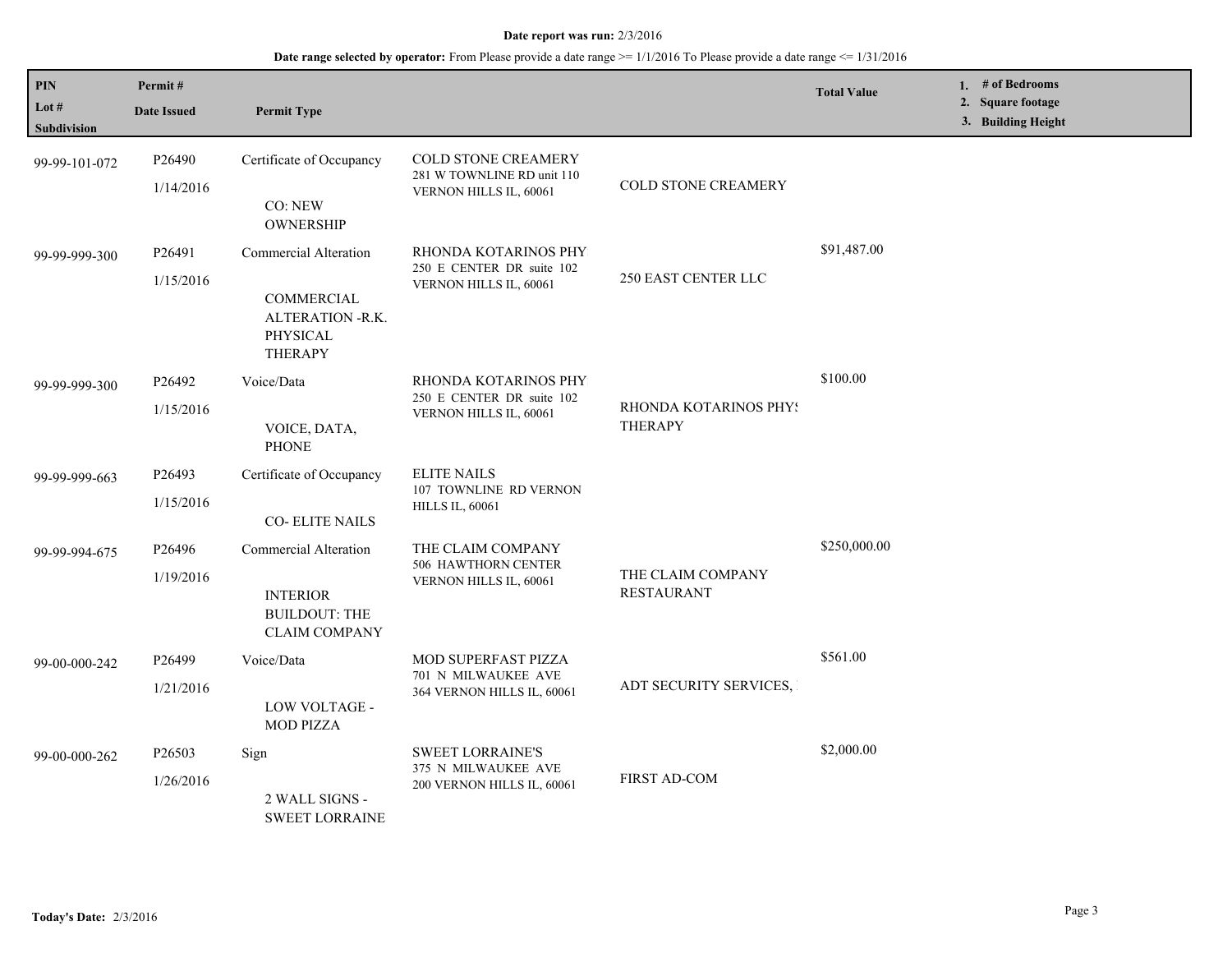**Date report was run:** 2/3/2016

**Date range selected by operator:** From Please provide a date range >= 1/1/2016 To Please provide a date range <= 1/31/2016

| PIN / Lot # / Subdivision | Permit # / Date Issued | Permit Type | | | Total Value | 1. # of Bedrooms 2. Square footage 3. Building Height |
|---|---|---|---|---|---|---|
| 99-99-101-072 | P26490 1/14/2016 | Certificate of Occupancy CO: NEW OWNERSHIP | COLD STONE CREAMERY 281 W TOWNLINE RD unit 110 VERNON HILLS IL, 60061 | COLD STONE CREAMERY | | |
| 99-99-999-300 | P26491 1/15/2016 | Commercial Alteration COMMERCIAL ALTERATION -R.K. PHYSICAL THERAPY | RHONDA KOTARINOS PHY 250 E CENTER DR suite 102 VERNON HILLS IL, 60061 | 250 EAST CENTER LLC | $91,487.00 | |
| 99-99-999-300 | P26492 1/15/2016 | Voice/Data VOICE, DATA, PHONE | RHONDA KOTARINOS PHY 250 E CENTER DR suite 102 VERNON HILLS IL, 60061 | RHONDA KOTARINOS PHYS THERAPY | $100.00 | |
| 99-99-999-663 | P26493 1/15/2016 | Certificate of Occupancy CO- ELITE NAILS | ELITE NAILS 107 TOWNLINE RD VERNON HILLS IL, 60061 | | | |
| 99-99-994-675 | P26496 1/19/2016 | Commercial Alteration INTERIOR BUILDOUT: THE CLAIM COMPANY | THE CLAIM COMPANY 506 HAWTHORN CENTER VERNON HILLS IL, 60061 | THE CLAIM COMPANY RESTAURANT | $250,000.00 | |
| 99-00-000-242 | P26499 1/21/2016 | Voice/Data LOW VOLTAGE - MOD PIZZA | MOD SUPERFAST PIZZA 701 N MILWAUKEE AVE 364 VERNON HILLS IL, 60061 | ADT SECURITY SERVICES, | $561.00 | |
| 99-00-000-262 | P26503 1/26/2016 | Sign 2 WALL SIGNS - SWEET LORRAINE | SWEET LORRAINE'S 375 N MILWAUKEE AVE 200 VERNON HILLS IL, 60061 | FIRST AD-COM | $2,000.00 | |

**Today's Date:** 2/3/2016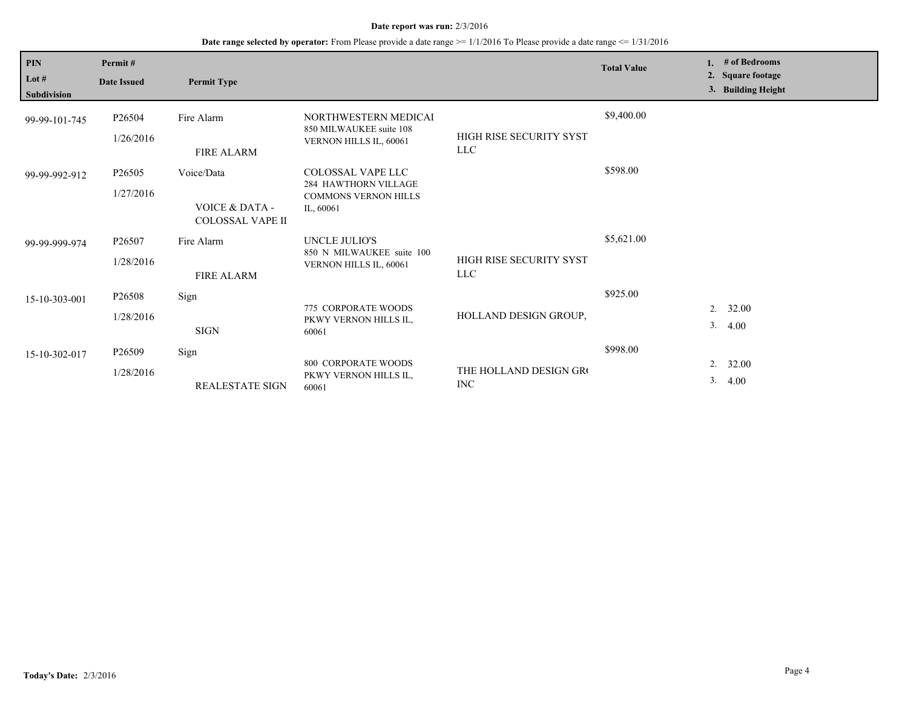**Date report was run:** 2/3/2016

**Date range selected by operator:** From Please provide a date range >= 1/1/2016 To Please provide a date range <= 1/31/2016

| PIN / Lot # / Subdivision | Permit # / Date Issued | Permit Type | | | Total Value | 1. # of Bedrooms 2. Square footage 3. Building Height |
|---|---|---|---|---|---|---|
| 99-99-101-745 | P26504 1/26/2016 | Fire Alarm FIRE ALARM | NORTHWESTERN MEDICAI 850 MILWAUKEE suite 108 VERNON HILLS IL, 60061 | HIGH RISE SECURITY SYST LLC | $9,400.00 | |
| 99-99-992-912 | P26505 1/27/2016 | Voice/Data VOICE & DATA - COLOSSAL VAPE II | COLOSSAL VAPE LLC 284 HAWTHORN VILLAGE COMMONS VERNON HILLS IL, 60061 | | $598.00 | |
| 99-99-999-974 | P26507 1/28/2016 | Fire Alarm FIRE ALARM | UNCLE JULIO'S 850 N MILWAUKEE suite 100 VERNON HILLS IL, 60061 | HIGH RISE SECURITY SYST LLC | $5,621.00 | |
| 15-10-303-001 | P26508 1/28/2016 | Sign SIGN | 775 CORPORATE WOODS PKWY VERNON HILLS IL, 60061 | HOLLAND DESIGN GROUP, | $925.00 | 2. 32.00 3. 4.00 |
| 15-10-302-017 | P26509 1/28/2016 | Sign REALESTATE SIGN | 800 CORPORATE WOODS PKWY VERNON HILLS IL, 60061 | THE HOLLAND DESIGN GR( INC | $998.00 | 2. 32.00 3. 4.00 |

**Today's Date:** 2/3/2016